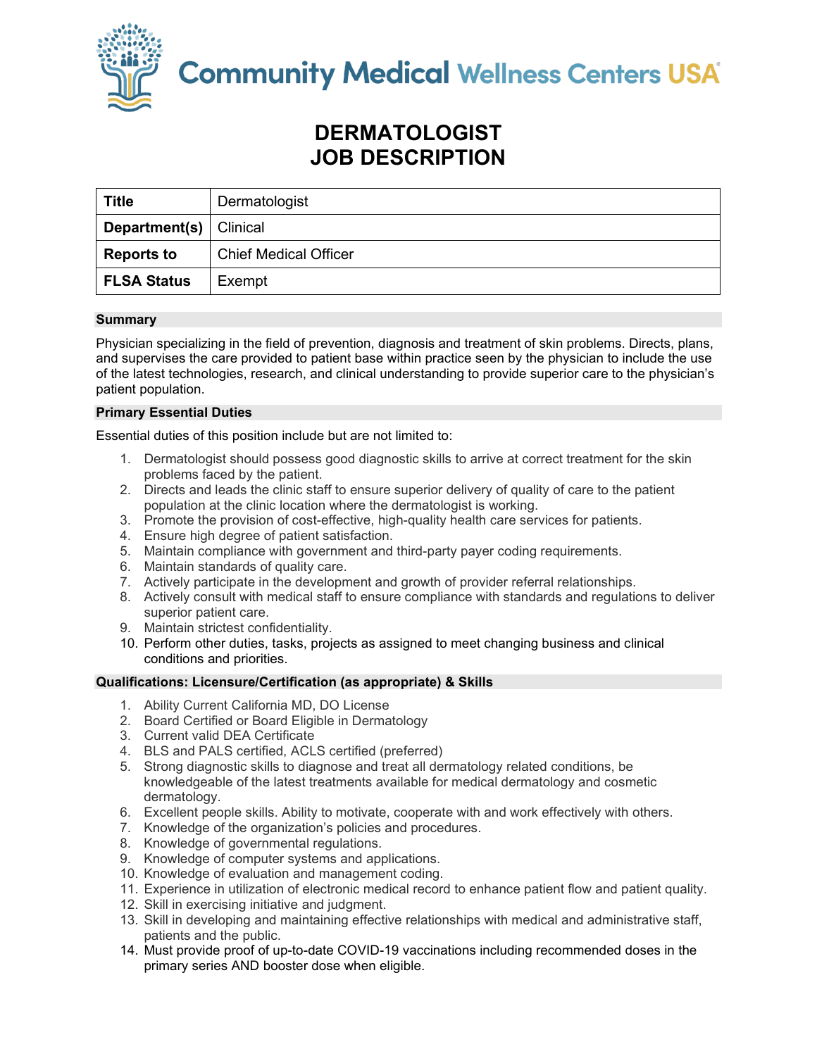Community Medical Wellness Centers USA

# DERMATOLOGIST
# JOB DESCRIPTION

| Title | Dermatologist |
|---|---|
| Department(s) | Clinical |
| Reports to | Chief Medical Officer |
| FLSA Status | Exempt |

## Summary

Physician specializing in the field of prevention, diagnosis and treatment of skin problems. Directs, plans, and supervises the care provided to patient base within practice seen by the physician to include the use of the latest technologies, research, and clinical understanding to provide superior care to the physician's patient population.

## Primary Essential Duties

Essential duties of this position include but are not limited to:

1. Dermatologist should possess good diagnostic skills to arrive at correct treatment for the skin problems faced by the patient.
2. Directs and leads the clinic staff to ensure superior delivery of quality of care to the patient population at the clinic location where the dermatologist is working.
3. Promote the provision of cost-effective, high-quality health care services for patients.
4. Ensure high degree of patient satisfaction.
5. Maintain compliance with government and third-party payer coding requirements.
6. Maintain standards of quality care.
7. Actively participate in the development and growth of provider referral relationships.
8. Actively consult with medical staff to ensure compliance with standards and regulations to deliver superior patient care.
9. Maintain strictest confidentiality.
10. Perform other duties, tasks, projects as assigned to meet changing business and clinical conditions and priorities.

## Qualifications: Licensure/Certification (as appropriate) & Skills

1. Ability Current California MD, DO License
2. Board Certified or Board Eligible in Dermatology
3. Current valid DEA Certificate
4. BLS and PALS certified, ACLS certified (preferred)
5. Strong diagnostic skills to diagnose and treat all dermatology related conditions, be knowledgeable of the latest treatments available for medical dermatology and cosmetic dermatology.
6. Excellent people skills. Ability to motivate, cooperate with and work effectively with others.
7. Knowledge of the organization's policies and procedures.
8. Knowledge of governmental regulations.
9. Knowledge of computer systems and applications.
10. Knowledge of evaluation and management coding.
11. Experience in utilization of electronic medical record to enhance patient flow and patient quality.
12. Skill in exercising initiative and judgment.
13. Skill in developing and maintaining effective relationships with medical and administrative staff, patients and the public.
14. Must provide proof of up-to-date COVID-19 vaccinations including recommended doses in the primary series AND booster dose when eligible.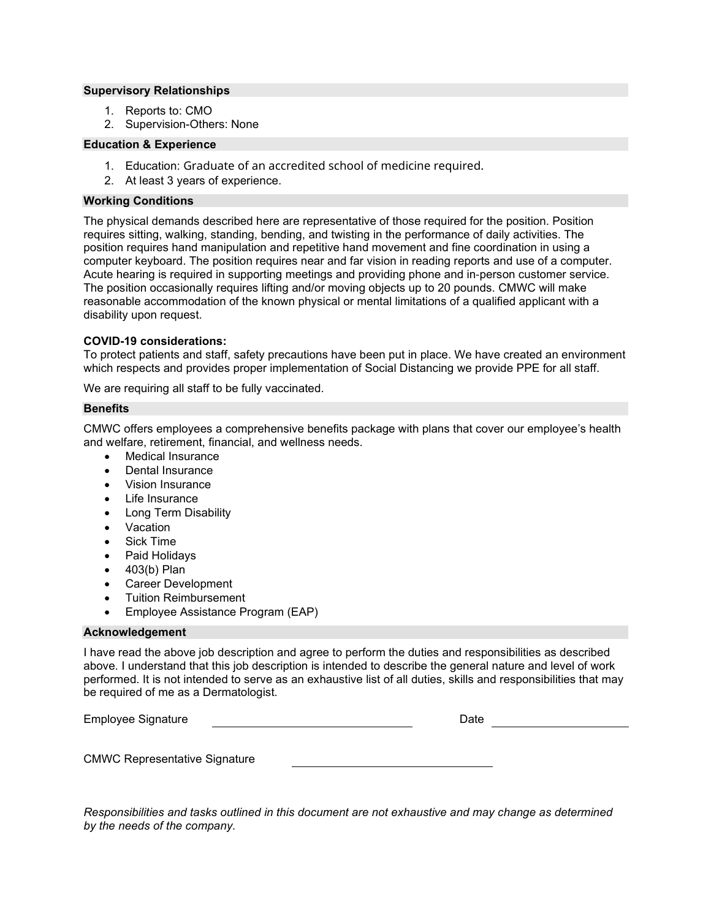## Supervisory Relationships

1. Reports to: CMO
2. Supervision-Others: None

## Education & Experience

1. Education: Graduate of an accredited school of medicine required.
2. At least 3 years of experience.

## Working Conditions

The physical demands described here are representative of those required for the position. Position requires sitting, walking, standing, bending, and twisting in the performance of daily activities. The position requires hand manipulation and repetitive hand movement and fine coordination in using a computer keyboard. The position requires near and far vision in reading reports and use of a computer. Acute hearing is required in supporting meetings and providing phone and in-person customer service. The position occasionally requires lifting and/or moving objects up to 20 pounds. CMWC will make reasonable accommodation of the known physical or mental limitations of a qualified applicant with a disability upon request.

**COVID-19 considerations:**
To protect patients and staff, safety precautions have been put in place. We have created an environment which respects and provides proper implementation of Social Distancing we provide PPE for all staff.

We are requiring all staff to be fully vaccinated.

## Benefits

CMWC offers employees a comprehensive benefits package with plans that cover our employee's health and welfare, retirement, financial, and wellness needs.

- Medical Insurance
- Dental Insurance
- Vision Insurance
- Life Insurance
- Long Term Disability
- Vacation
- Sick Time
- Paid Holidays
- 403(b) Plan
- Career Development
- Tuition Reimbursement
- Employee Assistance Program (EAP)

## Acknowledgement

I have read the above job description and agree to perform the duties and responsibilities as described above. I understand that this job description is intended to describe the general nature and level of work performed. It is not intended to serve as an exhaustive list of all duties, skills and responsibilities that may be required of me as a Dermatologist.

Employee Signature ______________________________ Date ____________________

CMWC Representative Signature ______________________________

*Responsibilities and tasks outlined in this document are not exhaustive and may change as determined by the needs of the company.*